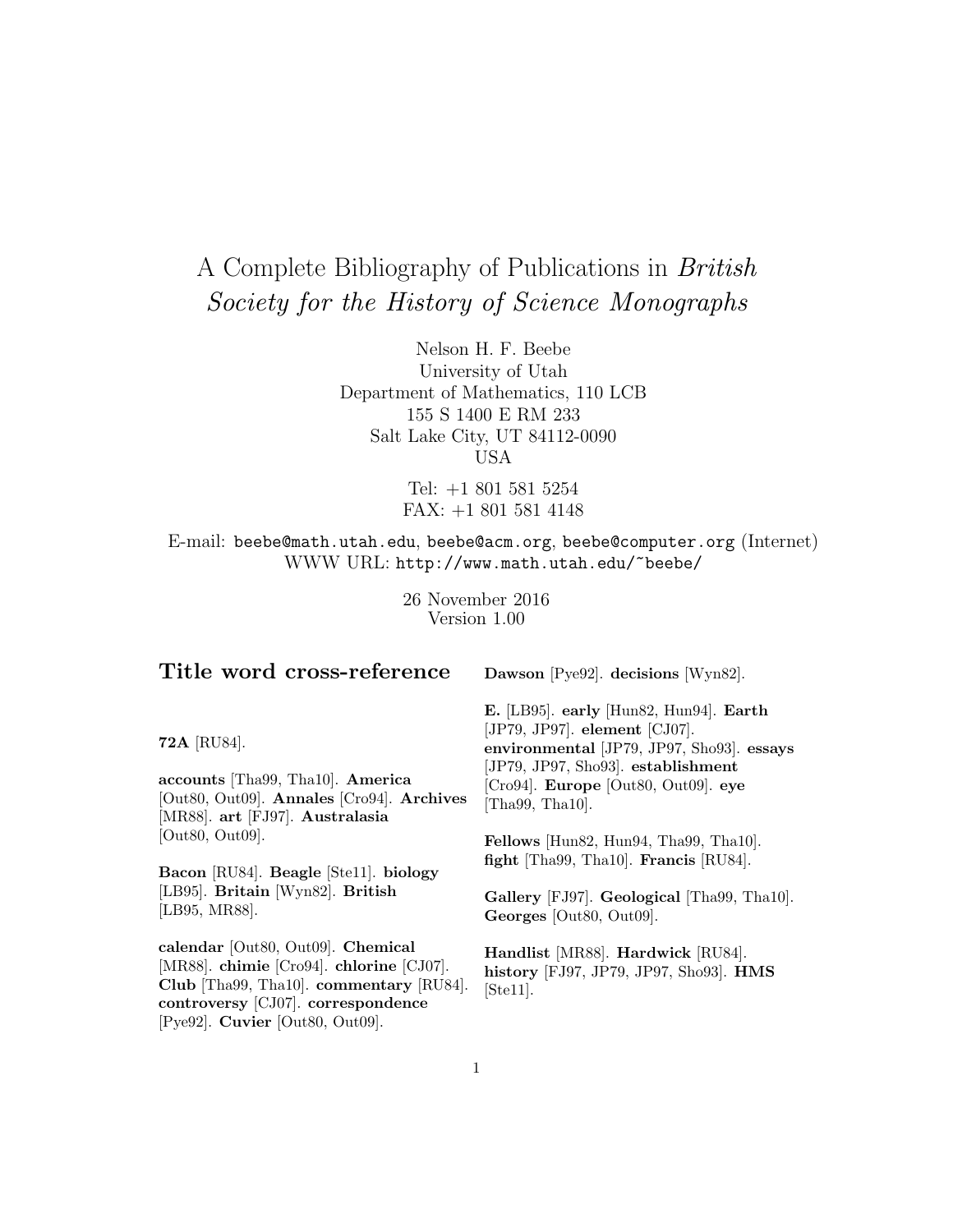# A Complete Bibliography of Publications in *British Society for the History of Science Monographs*

Nelson H. F. Beebe
University of Utah
Department of Mathematics, 110 LCB
155 S 1400 E RM 233
Salt Lake City, UT 84112-0090
USA

Tel: +1 801 581 5254
FAX: +1 801 581 4148

E-mail: `beebe@math.utah.edu`, `beebe@acm.org`, `beebe@computer.org` (Internet)
WWW URL: `http://www.math.utah.edu/~beebe/`

26 November 2016
Version 1.00

## Title word cross-reference

**72A** [RU84].

**accounts** [Tha99, Tha10]. **America** [Out80, Out09]. **Annales** [Cro94]. **Archives** [MR88]. **art** [FJ97]. **Australasia** [Out80, Out09].

**Bacon** [RU84]. **Beagle** [Ste11]. **biology** [LB95]. **Britain** [Wyn82]. **British** [LB95, MR88].

**calendar** [Out80, Out09]. **Chemical** [MR88]. **chimie** [Cro94]. **chlorine** [CJ07]. **Club** [Tha99, Tha10]. **commentary** [RU84]. **controversy** [CJ07]. **correspondence** [Pye92]. **Cuvier** [Out80, Out09].

**Dawson** [Pye92]. **decisions** [Wyn82].

**E.** [LB95]. **early** [Hun82, Hun94]. **Earth** [JP79, JP97]. **element** [CJ07]. **environmental** [JP79, JP97, Sho93]. **essays** [JP79, JP97, Sho93]. **establishment** [Cro94]. **Europe** [Out80, Out09]. **eye** [Tha99, Tha10].

**Fellows** [Hun82, Hun94, Tha99, Tha10]. **fight** [Tha99, Tha10]. **Francis** [RU84].

**Gallery** [FJ97]. **Geological** [Tha99, Tha10]. **Georges** [Out80, Out09].

**Handlist** [MR88]. **Hardwick** [RU84]. **history** [FJ97, JP79, JP97, Sho93]. **HMS** [Ste11].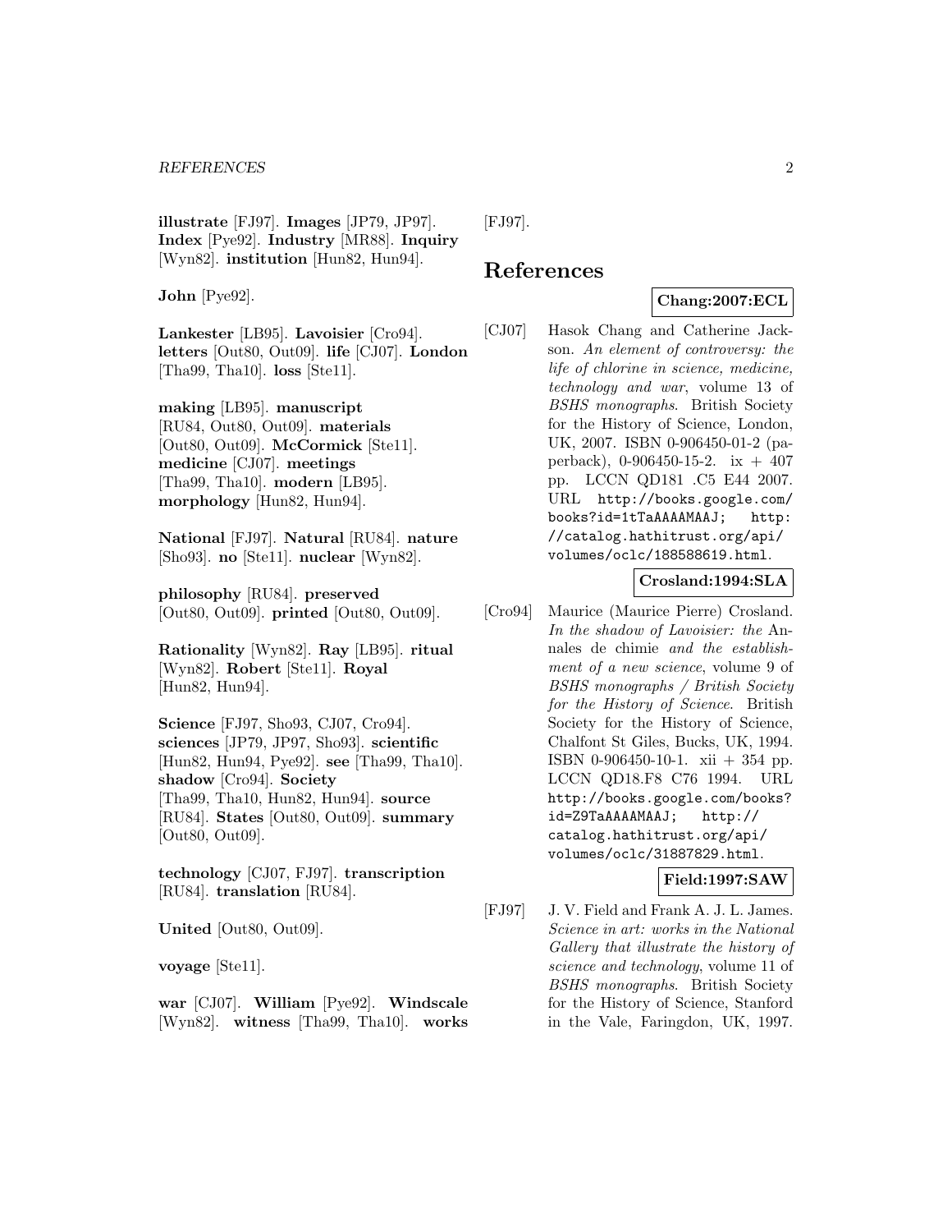**illustrate** [FJ97]. **Images** [JP79, JP97]. **Index** [Pye92]. **Industry** [MR88]. **Inquiry** [Wyn82]. **institution** [Hun82, Hun94].

**John** [Pye92].

**Lankester** [LB95]. **Lavoisier** [Cro94]. **letters** [Out80, Out09]. **life** [CJ07]. **London** [Tha99, Tha10]. **loss** [Ste11].

**making** [LB95]. **manuscript** [RU84, Out80, Out09]. **materials** [Out80, Out09]. **McCormick** [Ste11]. **medicine** [CJ07]. **meetings** [Tha99, Tha10]. **modern** [LB95]. **morphology** [Hun82, Hun94].

**National** [FJ97]. **Natural** [RU84]. **nature** [Sho93]. **no** [Ste11]. **nuclear** [Wyn82].

**philosophy** [RU84]. **preserved** [Out80, Out09]. **printed** [Out80, Out09].

**Rationality** [Wyn82]. **Ray** [LB95]. **ritual** [Wyn82]. **Robert** [Ste11]. **Royal** [Hun82, Hun94].

**Science** [FJ97, Sho93, CJ07, Cro94]. **sciences** [JP79, JP97, Sho93]. **scientific** [Hun82, Hun94, Pye92]. **see** [Tha99, Tha10]. **shadow** [Cro94]. **Society** [Tha99, Tha10, Hun82, Hun94]. **source** [RU84]. **States** [Out80, Out09]. **summary** [Out80, Out09].

**technology** [CJ07, FJ97]. **transcription** [RU84]. **translation** [RU84].

**United** [Out80, Out09].

**voyage** [Ste11].

**war** [CJ07]. **William** [Pye92]. **Windscale** [Wyn82]. **witness** [Tha99, Tha10]. **works** [FJ97].

## References

**Chang:2007:ECL**

[CJ07] Hasok Chang and Catherine Jackson. *An element of controversy: the life of chlorine in science, medicine, technology and war*, volume 13 of *BSHS monographs*. British Society for the History of Science, London, UK, 2007. ISBN 0-906450-01-2 (paperback), 0-906450-15-2. ix + 407 pp. LCCN QD181 .C5 E44 2007. URL http://books.google.com/books?id=1tTaAAAAMAAJ; http://catalog.hathitrust.org/api/volumes/oclc/188588619.html.

**Crosland:1994:SLA**

[Cro94] Maurice (Maurice Pierre) Crosland. *In the shadow of Lavoisier: the* Annales de chimie *and the establishment of a new science*, volume 9 of *BSHS monographs / British Society for the History of Science*. British Society for the History of Science, Chalfont St Giles, Bucks, UK, 1994. ISBN 0-906450-10-1. xii + 354 pp. LCCN QD18.F8 C76 1994. URL http://books.google.com/books?id=Z9TaAAAAMAAJ; http://catalog.hathitrust.org/api/volumes/oclc/31887829.html.

**Field:1997:SAW**

[FJ97] J. V. Field and Frank A. J. L. James. *Science in art: works in the National Gallery that illustrate the history of science and technology*, volume 11 of *BSHS monographs*. British Society for the History of Science, Stanford in the Vale, Faringdon, UK, 1997.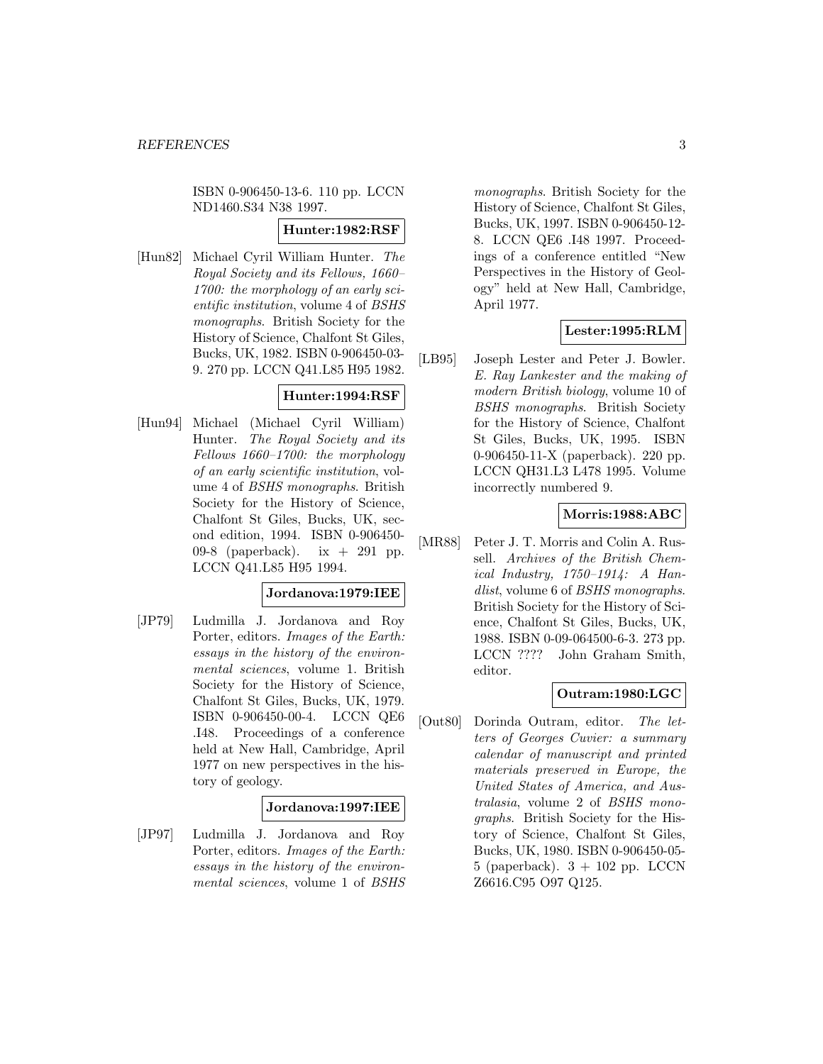ISBN 0-906450-13-6. 110 pp. LCCN ND1460.S34 N38 1997.

**Hunter:1982:RSF**

[Hun82] Michael Cyril William Hunter. *The Royal Society and its Fellows, 1660–1700: the morphology of an early scientific institution*, volume 4 of *BSHS monographs*. British Society for the History of Science, Chalfont St Giles, Bucks, UK, 1982. ISBN 0-906450-03-9. 270 pp. LCCN Q41.L85 H95 1982.

**Hunter:1994:RSF**

[Hun94] Michael (Michael Cyril William) Hunter. *The Royal Society and its Fellows 1660–1700: the morphology of an early scientific institution*, volume 4 of *BSHS monographs*. British Society for the History of Science, Chalfont St Giles, Bucks, UK, second edition, 1994. ISBN 0-906450-09-8 (paperback). ix + 291 pp. LCCN Q41.L85 H95 1994.

**Jordanova:1979:IEE**

[JP79] Ludmilla J. Jordanova and Roy Porter, editors. *Images of the Earth: essays in the history of the environmental sciences*, volume 1. British Society for the History of Science, Chalfont St Giles, Bucks, UK, 1979. ISBN 0-906450-00-4. LCCN QE6 .I48. Proceedings of a conference held at New Hall, Cambridge, April 1977 on new perspectives in the history of geology.

**Jordanova:1997:IEE**

[JP97] Ludmilla J. Jordanova and Roy Porter, editors. *Images of the Earth: essays in the history of the environmental sciences*, volume 1 of *BSHS monographs*. British Society for the History of Science, Chalfont St Giles, Bucks, UK, 1997. ISBN 0-906450-12-8. LCCN QE6 .I48 1997. Proceedings of a conference entitled "New Perspectives in the History of Geology" held at New Hall, Cambridge, April 1977.

**Lester:1995:RLM**

[LB95] Joseph Lester and Peter J. Bowler. *E. Ray Lankester and the making of modern British biology*, volume 10 of *BSHS monographs*. British Society for the History of Science, Chalfont St Giles, Bucks, UK, 1995. ISBN 0-906450-11-X (paperback). 220 pp. LCCN QH31.L3 L478 1995. Volume incorrectly numbered 9.

**Morris:1988:ABC**

[MR88] Peter J. T. Morris and Colin A. Russell. *Archives of the British Chemical Industry, 1750–1914: A Handlist*, volume 6 of *BSHS monographs*. British Society for the History of Science, Chalfont St Giles, Bucks, UK, 1988. ISBN 0-09-064500-6-3. 273 pp. LCCN ???? John Graham Smith, editor.

**Outram:1980:LGC**

[Out80] Dorinda Outram, editor. *The letters of Georges Cuvier: a summary calendar of manuscript and printed materials preserved in Europe, the United States of America, and Australasia*, volume 2 of *BSHS monographs*. British Society for the History of Science, Chalfont St Giles, Bucks, UK, 1980. ISBN 0-906450-05-5 (paperback). 3 + 102 pp. LCCN Z6616.C95 O97 Q125.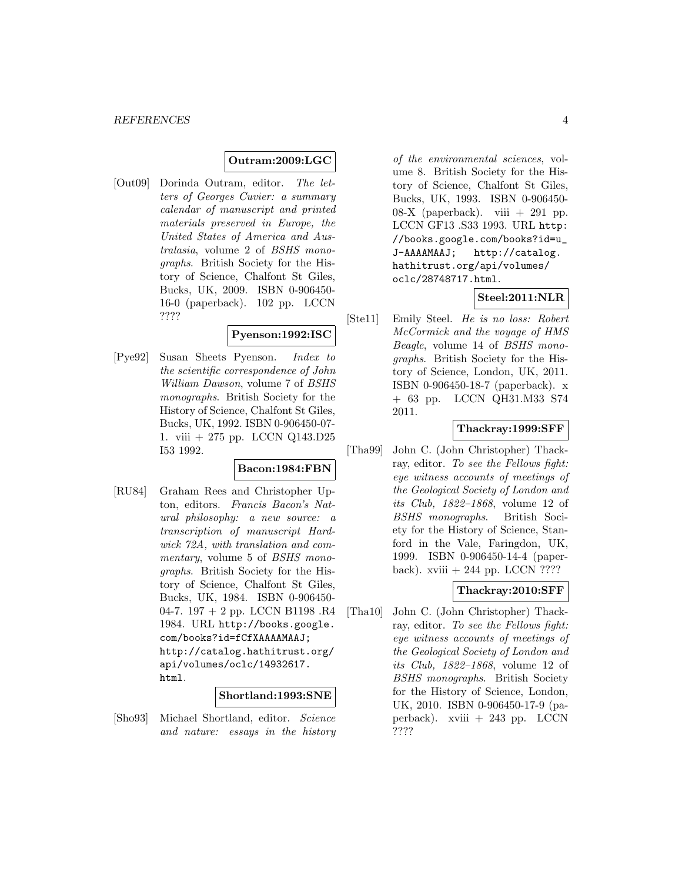**Outram:2009:LGC**

[Out09] Dorinda Outram, editor. *The letters of Georges Cuvier: a summary calendar of manuscript and printed materials preserved in Europe, the United States of America and Australasia*, volume 2 of *BSHS monographs*. British Society for the History of Science, Chalfont St Giles, Bucks, UK, 2009. ISBN 0-906450-16-0 (paperback). 102 pp. LCCN ????

**Pyenson:1992:ISC**

[Pye92] Susan Sheets Pyenson. *Index to the scientific correspondence of John William Dawson*, volume 7 of *BSHS monographs*. British Society for the History of Science, Chalfont St Giles, Bucks, UK, 1992. ISBN 0-906450-07-1. viii + 275 pp. LCCN Q143.D25 I53 1992.

**Bacon:1984:FBN**

[RU84] Graham Rees and Christopher Upton, editors. *Francis Bacon's Natural philosophy: a new source: a transcription of manuscript Hardwick 72A, with translation and commentary*, volume 5 of *BSHS monographs*. British Society for the History of Science, Chalfont St Giles, Bucks, UK, 1984. ISBN 0-906450-04-7. 197 + 2 pp. LCCN B1198 .R4 1984. URL http://books.google.com/books?id=fCfXAAAAMAAJ; http://catalog.hathitrust.org/api/volumes/oclc/14932617.html.

**Shortland:1993:SNE**

[Sho93] Michael Shortland, editor. *Science and nature: essays in the history of the environmental sciences*, volume 8. British Society for the History of Science, Chalfont St Giles, Bucks, UK, 1993. ISBN 0-906450-08-X (paperback). viii + 291 pp. LCCN GF13 .S33 1993. URL http://books.google.com/books?id=u_J-AAAAMAAJ; http://catalog.hathitrust.org/api/volumes/oclc/28748717.html.

**Steel:2011:NLR**

[Ste11] Emily Steel. *He is no loss: Robert McCormick and the voyage of HMS Beagle*, volume 14 of *BSHS monographs*. British Society for the History of Science, London, UK, 2011. ISBN 0-906450-18-7 (paperback). x + 63 pp. LCCN QH31.M33 S74 2011.

**Thackray:1999:SFF**

[Tha99] John C. (John Christopher) Thackray, editor. *To see the Fellows fight: eye witness accounts of meetings of the Geological Society of London and its Club, 1822–1868*, volume 12 of *BSHS monographs*. British Society for the History of Science, Stanford in the Vale, Faringdon, UK, 1999. ISBN 0-906450-14-4 (paperback). xviii + 244 pp. LCCN ????

**Thackray:2010:SFF**

[Tha10] John C. (John Christopher) Thackray, editor. *To see the Fellows fight: eye witness accounts of meetings of the Geological Society of London and its Club, 1822–1868*, volume 12 of *BSHS monographs*. British Society for the History of Science, London, UK, 2010. ISBN 0-906450-17-9 (paperback). xviii + 243 pp. LCCN ????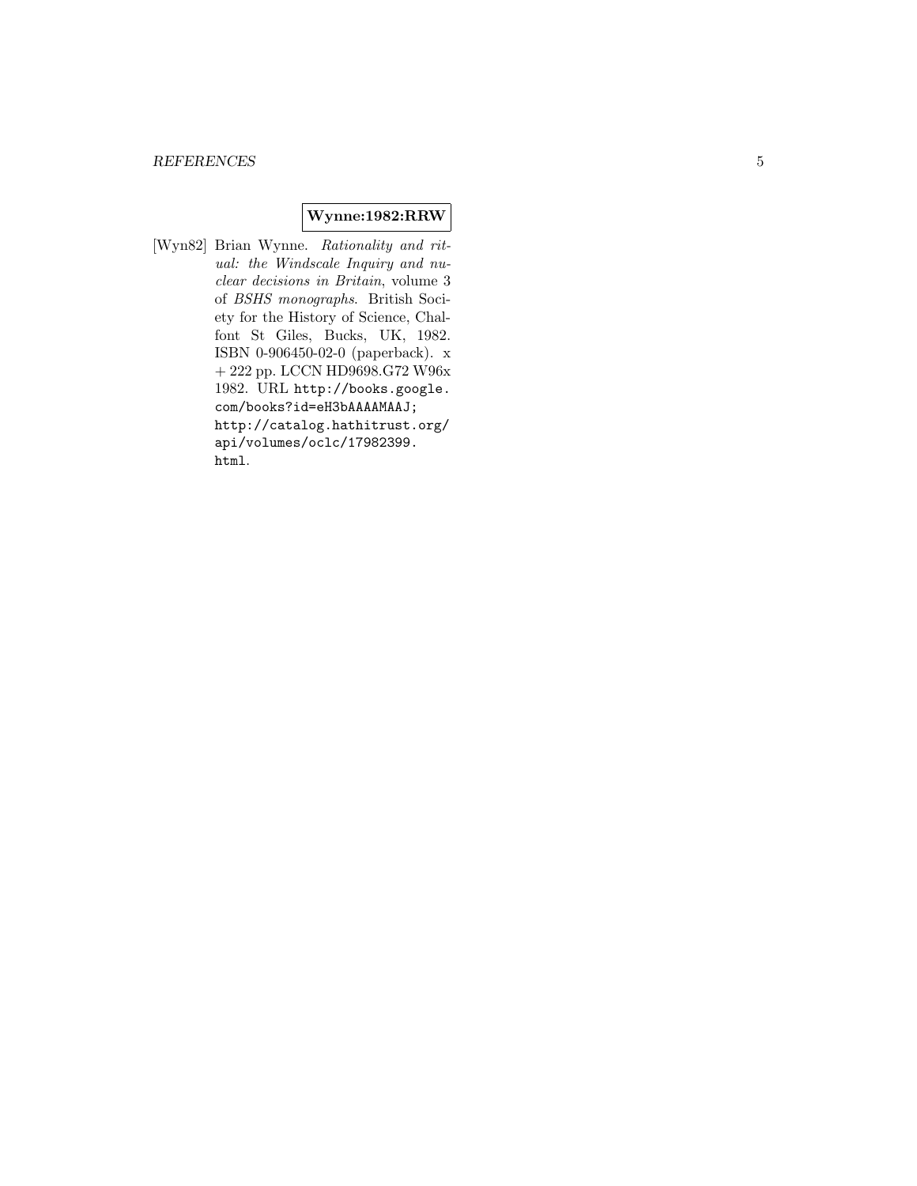**Wynne:1982:RRW**

[Wyn82] Brian Wynne. *Rationality and ritual: the Windscale Inquiry and nuclear decisions in Britain*, volume 3 of *BSHS monographs*. British Society for the History of Science, Chalfont St Giles, Bucks, UK, 1982. ISBN 0-906450-02-0 (paperback). x + 222 pp. LCCN HD9698.G72 W96x 1982. URL `http://books.google.com/books?id=eH3bAAAAMAAJ`; `http://catalog.hathitrust.org/api/volumes/oclc/17982399.html`.